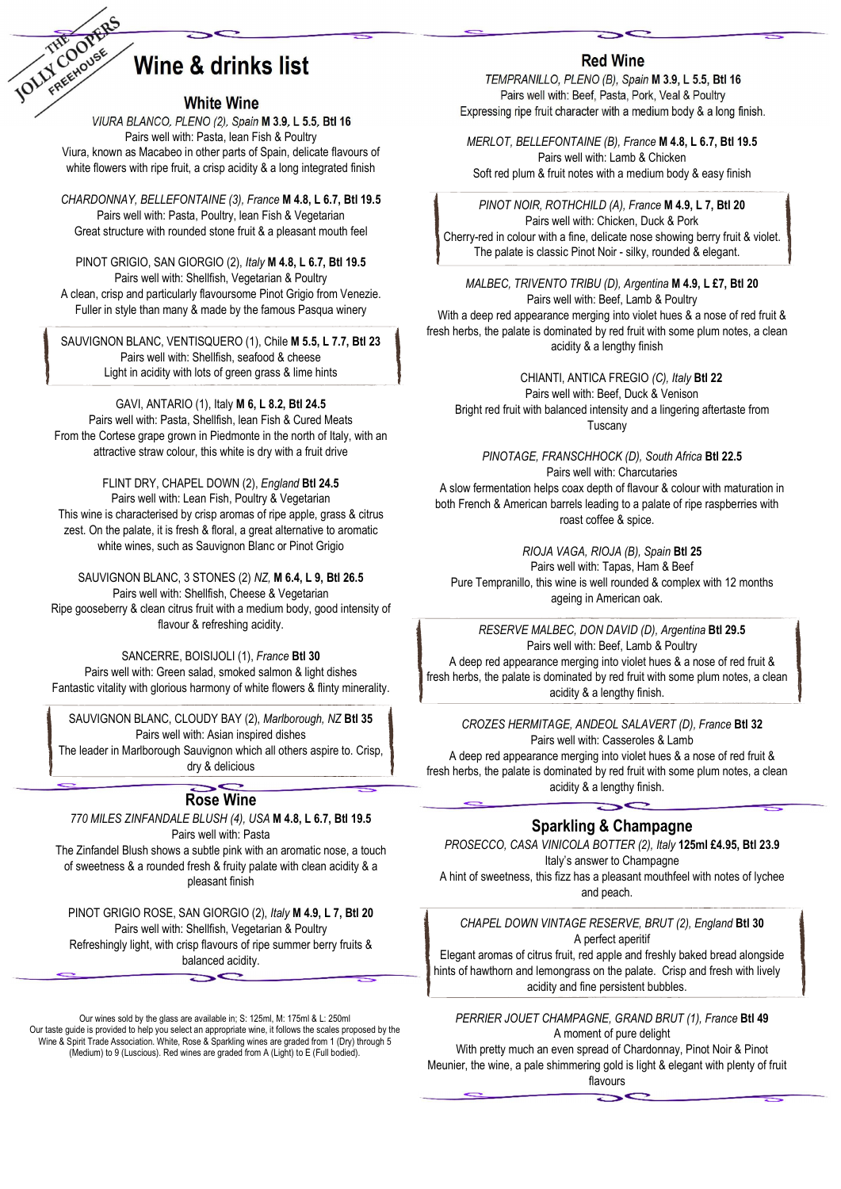THE JOLLY COOPERS FREEHOUSE

# Wine & drinks list

## White Wine

*VIURA BLANCO, PLENO (2), Spain* **M 3.9, L 5.5, Btl 16**
Pairs well with: Pasta, lean Fish & Poultry
Viura, known as Macabeo in other parts of Spain, delicate flavours of white flowers with ripe fruit, a crisp acidity & a long integrated finish

*CHARDONNAY, BELLEFONTAINE (3), France* **M 4.8, L 6.7, Btl 19.5**
Pairs well with: Pasta, Poultry, lean Fish & Vegetarian
Great structure with rounded stone fruit & a pleasant mouth feel

PINOT GRIGIO, SAN GIORGIO (2), *Italy* **M 4.8, L 6.7, Btl 19.5**
Pairs well with: Shellfish, Vegetarian & Poultry
A clean, crisp and particularly flavoursome Pinot Grigio from Venezie. Fuller in style than many & made by the famous Pasqua winery

SAUVIGNON BLANC, VENTISQUERO (1), Chile **M 5.5, L 7.7, Btl 23**
Pairs well with: Shellfish, seafood & cheese
Light in acidity with lots of green grass & lime hints

GAVI, ANTARIO (1), Italy **M 6, L 8.2, Btl 24.5**
Pairs well with: Pasta, Shellfish, lean Fish & Cured Meats
From the Cortese grape grown in Piedmonte in the north of Italy, with an attractive straw colour, this white is dry with a fruit drive

FLINT DRY, CHAPEL DOWN (2), *England* **Btl 24.5**
Pairs well with: Lean Fish, Poultry & Vegetarian
This wine is characterised by crisp aromas of ripe apple, grass & citrus zest. On the palate, it is fresh & floral, a great alternative to aromatic white wines, such as Sauvignon Blanc or Pinot Grigio

SAUVIGNON BLANC, 3 STONES (2) *NZ*, **M 6.4, L 9, Btl 26.5**
Pairs well with: Shellfish, Cheese & Vegetarian
Ripe gooseberry & clean citrus fruit with a medium body, good intensity of flavour & refreshing acidity.

SANCERRE, BOISIJOLI (1), *France* **Btl 30**
Pairs well with: Green salad, smoked salmon & light dishes
Fantastic vitality with glorious harmony of white flowers & flinty minerality.

SAUVIGNON BLANC, CLOUDY BAY (2), *Marlborough, NZ* **Btl 35**
Pairs well with: Asian inspired dishes
The leader in Marlborough Sauvignon which all others aspire to. Crisp, dry & delicious

## Rose Wine

*770 MILES ZINFANDALE BLUSH (4), USA* **M 4.8, L 6.7, Btl 19.5**
Pairs well with: Pasta
The Zinfandel Blush shows a subtle pink with an aromatic nose, a touch of sweetness & a rounded fresh & fruity palate with clean acidity & a pleasant finish

PINOT GRIGIO ROSE, SAN GIORGIO (2), *Italy* **M 4.9, L 7, Btl 20**
Pairs well with: Shellfish, Vegetarian & Poultry
Refreshingly light, with crisp flavours of ripe summer berry fruits & balanced acidity.

Our wines sold by the glass are available in; S: 125ml, M: 175ml & L: 250ml
Our taste guide is provided to help you select an appropriate wine, it follows the scales proposed by the Wine & Spirit Trade Association. White, Rose & Sparkling wines are graded from 1 (Dry) through 5 (Medium) to 9 (Luscious). Red wines are graded from A (Light) to E (Full bodied).

## Red Wine

*TEMPRANILLO, PLENO (B), Spain* **M 3.9, L 5.5, Btl 16**
Pairs well with: Beef, Pasta, Pork, Veal & Poultry
Expressing ripe fruit character with a medium body & a long finish.

*MERLOT, BELLEFONTAINE (B), France* **M 4.8, L 6.7, Btl 19.5**
Pairs well with: Lamb & Chicken
Soft red plum & fruit notes with a medium body & easy finish

*PINOT NOIR, ROTHCHILD (A), France* **M 4.9, L 7, Btl 20**
Pairs well with: Chicken, Duck & Pork
Cherry-red in colour with a fine, delicate nose showing berry fruit & violet. The palate is classic Pinot Noir - silky, rounded & elegant.

*MALBEC, TRIVENTO TRIBU (D), Argentina* **M 4.9, L £7, Btl 20**
Pairs well with: Beef, Lamb & Poultry
With a deep red appearance merging into violet hues & a nose of red fruit & fresh herbs, the palate is dominated by red fruit with some plum notes, a clean acidity & a lengthy finish

CHIANTI, ANTICA FREGIO *(C), Italy* **Btl 22**
Pairs well with: Beef, Duck & Venison
Bright red fruit with balanced intensity and a lingering aftertaste from Tuscany

*PINOTAGE, FRANSCHHOCK (D), South Africa* **Btl 22.5**
Pairs well with: Charcutaries
A slow fermentation helps coax depth of flavour & colour with maturation in both French & American barrels leading to a palate of ripe raspberries with roast coffee & spice.

*RIOJA VAGA, RIOJA (B), Spain* **Btl 25**
Pairs well with: Tapas, Ham & Beef
Pure Tempranillo, this wine is well rounded & complex with 12 months ageing in American oak.

*RESERVE MALBEC, DON DAVID (D), Argentina* **Btl 29.5**
Pairs well with: Beef, Lamb & Poultry
A deep red appearance merging into violet hues & a nose of red fruit & fresh herbs, the palate is dominated by red fruit with some plum notes, a clean acidity & a lengthy finish.

*CROZES HERMITAGE, ANDEOL SALAVERT (D), France* **Btl 32**
Pairs well with: Casseroles & Lamb
A deep red appearance merging into violet hues & a nose of red fruit & fresh herbs, the palate is dominated by red fruit with some plum notes, a clean acidity & a lengthy finish.

## Sparkling & Champagne

*PROSECCO, CASA VINICOLA BOTTER (2), Italy* **125ml £4.95, Btl 23.9**
Italy's answer to Champagne
A hint of sweetness, this fizz has a pleasant mouthfeel with notes of lychee and peach.

*CHAPEL DOWN VINTAGE RESERVE, BRUT (2), England* **Btl 30**
A perfect aperitif
Elegant aromas of citrus fruit, red apple and freshly baked bread alongside hints of hawthorn and lemongrass on the palate. Crisp and fresh with lively acidity and fine persistent bubbles.

*PERRIER JOUET CHAMPAGNE, GRAND BRUT (1), France* **Btl 49**
A moment of pure delight
With pretty much an even spread of Chardonnay, Pinot Noir & Pinot Meunier, the wine, a pale shimmering gold is light & elegant with plenty of fruit flavours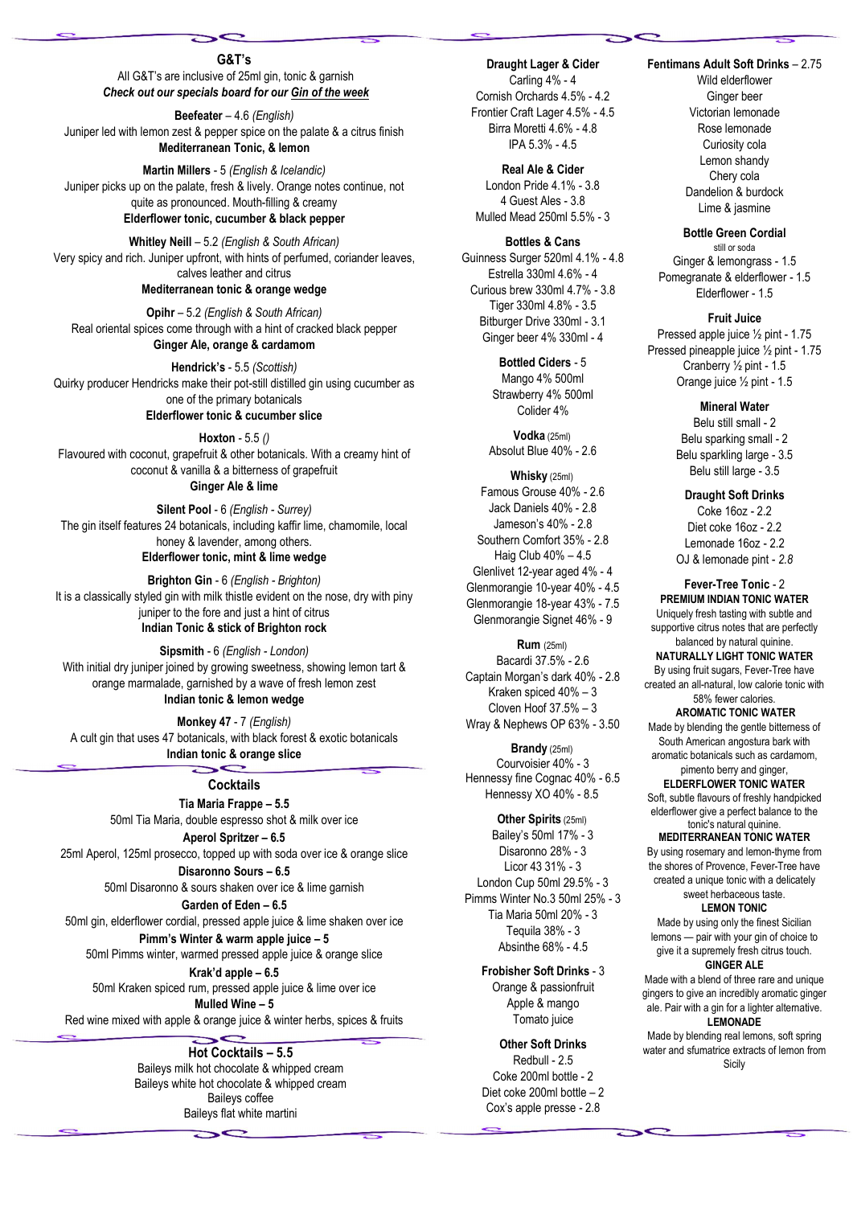## G&T's

All G&T's are inclusive of 25ml gin, tonic & garnish

***Check out our specials board for our Gin of the week***

**Beefeater** – 4.6 *(English)*
Juniper led with lemon zest & pepper spice on the palate & a citrus finish
**Mediterranean Tonic, & lemon**

**Martin Millers** - 5 *(English & Icelandic)*
Juniper picks up on the palate, fresh & lively. Orange notes continue, not quite as pronounced. Mouth-filling & creamy
**Elderflower tonic, cucumber & black pepper**

**Whitley Neill** – 5.2 *(English & South African)*
Very spicy and rich. Juniper upfront, with hints of perfumed, coriander leaves, calves leather and citrus
**Mediterranean tonic & orange wedge**

**Opihr** – 5.2 *(English & South African)*
Real oriental spices come through with a hint of cracked black pepper
**Ginger Ale, orange & cardamom**

**Hendrick's** - 5.5 *(Scottish)*
Quirky producer Hendricks make their pot-still distilled gin using cucumber as one of the primary botanicals
**Elderflower tonic & cucumber slice**

**Hoxton** - 5.5 *()*
Flavoured with coconut, grapefruit & other botanicals. With a creamy hint of coconut & vanilla & a bitterness of grapefruit
**Ginger Ale & lime**

**Silent Pool** - 6 *(English - Surrey)*
The gin itself features 24 botanicals, including kaffir lime, chamomile, local honey & lavender, among others.
**Elderflower tonic, mint & lime wedge**

**Brighton Gin** - 6 *(English - Brighton)*
It is a classically styled gin with milk thistle evident on the nose, dry with piny juniper to the fore and just a hint of citrus
**Indian Tonic & stick of Brighton rock**

**Sipsmith** - 6 *(English - London)*
With initial dry juniper joined by growing sweetness, showing lemon tart & orange marmalade, garnished by a wave of fresh lemon zest
**Indian tonic & lemon wedge**

**Monkey 47** - 7 *(English)*
A cult gin that uses 47 botanicals, with black forest & exotic botanicals
**Indian tonic & orange slice**

## Cocktails

**Tia Maria Frappe – 5.5**
50ml Tia Maria, double espresso shot & milk over ice

**Aperol Spritzer – 6.5**
25ml Aperol, 125ml prosecco, topped up with soda over ice & orange slice

**Disaronno Sours – 6.5**
50ml Disaronno & sours shaken over ice & lime garnish

**Garden of Eden – 6.5**
50ml gin, elderflower cordial, pressed apple juice & lime shaken over ice

**Pimm's Winter & warm apple juice – 5**
50ml Pimms winter, warmed pressed apple juice & orange slice

**Krak'd apple – 6.5**
50ml Kraken spiced rum, pressed apple juice & lime over ice

**Mulled Wine – 5**
Red wine mixed with apple & orange juice & winter herbs, spices & fruits

## Hot Cocktails – 5.5

Baileys milk hot chocolate & whipped cream
Baileys white hot chocolate & whipped cream
Baileys coffee
Baileys flat white martini

### Draught Lager & Cider

Carling 4% - 4
Cornish Orchards 4.5% - 4.2
Frontier Craft Lager 4.5% - 4.5
Birra Moretti 4.6% - 4.8
IPA 5.3% - 4.5

### Real Ale & Cider

London Pride 4.1% - 3.8
4 Guest Ales - 3.8
Mulled Mead 250ml 5.5% - 3

### Bottles & Cans

Guinness Surger 520ml 4.1% - 4.8
Estrella 330ml 4.6% - 4
Curious brew 330ml 4.7% - 3.8
Tiger 330ml 4.8% - 3.5
Bitburger Drive 330ml - 3.1
Ginger beer 4% 330ml - 4

### Bottled Ciders - 5

Mango 4% 500ml
Strawberry 4% 500ml
Colider 4%

### Vodka (25ml)

Absolut Blue 40% - 2.6

### Whisky (25ml)

Famous Grouse 40% - 2.6
Jack Daniels 40% - 2.8
Jameson's 40% - 2.8
Southern Comfort 35% - 2.8
Haig Club 40% – 4.5
Glenlivet 12-year aged 4% - 4
Glenmorangie 10-year 40% - 4.5
Glenmorangie 18-year 43% - 7.5
Glenmorangie Signet 46% - 9

### Rum (25ml)

Bacardi 37.5% - 2.6
Captain Morgan's dark 40% - 2.8
Kraken spiced 40% – 3
Cloven Hoof 37.5% – 3
Wray & Nephews OP 63% - 3.50

### Brandy (25ml)

Courvoisier 40% - 3
Hennessy fine Cognac 40% - 6.5
Hennessy XO 40% - 8.5

### Other Spirits (25ml)

Bailey's 50ml 17% - 3
Disaronno 28% - 3
Licor 43 31% - 3
London Cup 50ml 29.5% - 3
Pimms Winter No.3 50ml 25% - 3
Tia Maria 50ml 20% - 3
Tequila 38% - 3
Absinthe 68% - 4.5

### Frobisher Soft Drinks - 3

Orange & passionfruit
Apple & mango
Tomato juice

### Other Soft Drinks

Redbull - 2.5
Coke 200ml bottle - 2
Diet coke 200ml bottle – 2
Cox's apple presse - 2.8

### Fentimans Adult Soft Drinks – 2.75

Wild elderflower
Ginger beer
Victorian lemonade
Rose lemonade
Curiosity cola
Lemon shandy
Chery cola
Dandelion & burdock
Lime & jasmine

### Bottle Green Cordial

still or soda
Ginger & lemongrass - 1.5
Pomegranate & elderflower - 1.5
Elderflower - 1.5

### Fruit Juice

Pressed apple juice ½ pint - 1.75
Pressed pineapple juice ½ pint - 1.75
Cranberry ½ pint - 1.5
Orange juice ½ pint - 1.5

### Mineral Water

Belu still small - 2
Belu sparking small - 2
Belu sparkling large - 3.5
Belu still large - 3.5

### Draught Soft Drinks

Coke 16oz - 2.2
Diet coke 16oz - 2.2
Lemonade 16oz - 2.2
OJ & lemonade pint - *2.8*

### Fever-Tree Tonic - 2

**PREMIUM INDIAN TONIC WATER**
Uniquely fresh tasting with subtle and supportive citrus notes that are perfectly balanced by natural quinine.

**NATURALLY LIGHT TONIC WATER**
By using fruit sugars, Fever-Tree have created an all-natural, low calorie tonic with 58% fewer calories.

**AROMATIC TONIC WATER**
Made by blending the gentle bitterness of South American angostura bark with aromatic botanicals such as cardamom, pimento berry and ginger,

**ELDERFLOWER TONIC WATER**
Soft, subtle flavours of freshly handpicked elderflower give a perfect balance to the tonic's natural quinine.

**MEDITERRANEAN TONIC WATER**
By using rosemary and lemon-thyme from the shores of Provence, Fever-Tree have created a unique tonic with a delicately sweet herbaceous taste.

**LEMON TONIC**
Made by using only the finest Sicilian lemons — pair with your gin of choice to give it a supremely fresh citrus touch.

**GINGER ALE**
Made with a blend of three rare and unique gingers to give an incredibly aromatic ginger ale. Pair with a gin for a lighter alternative.

**LEMONADE**
Made by blending real lemons, soft spring water and sfumatrice extracts of lemon from Sicily